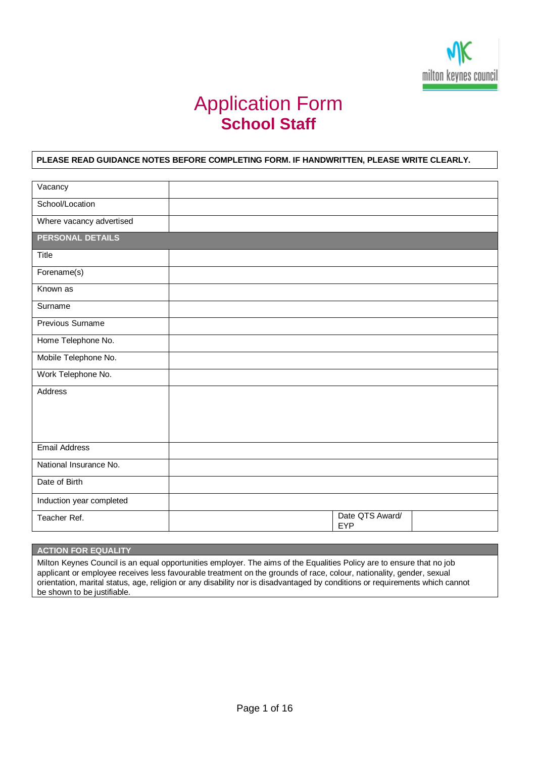# Application Form

## School Staff

**PLEASE READ GUIDANCE NOTES BEFORE COMPLETING FORM. IF HANDWRITTEN, PLEASE WRITE CLEARLY.**

| | | | |
|---|---|---|---|
| Vacancy | | | |
| School/Location | | | |
| Where vacancy advertised | | | |
| **PERSONAL DETAILS** | | | |
| Title | | | |
| Forename(s) | | | |
| Known as | | | |
| Surname | | | |
| Previous Surname | | | |
| Home Telephone No. | | | |
| Mobile Telephone No. | | | |
| Work Telephone No. | | | |
| Address | | | |
| Email Address | | | |
| National Insurance No. | | | |
| Date of Birth | | | |
| Induction year completed | | | |
| Teacher Ref. | | Date QTS Award/ EYP | |

**ACTION FOR EQUALITY**

Milton Keynes Council is an equal opportunities employer. The aims of the Equalities Policy are to ensure that no job applicant or employee receives less favourable treatment on the grounds of race, colour, nationality, gender, sexual orientation, marital status, age, religion or any disability nor is disadvantaged by conditions or requirements which cannot be shown to be justifiable.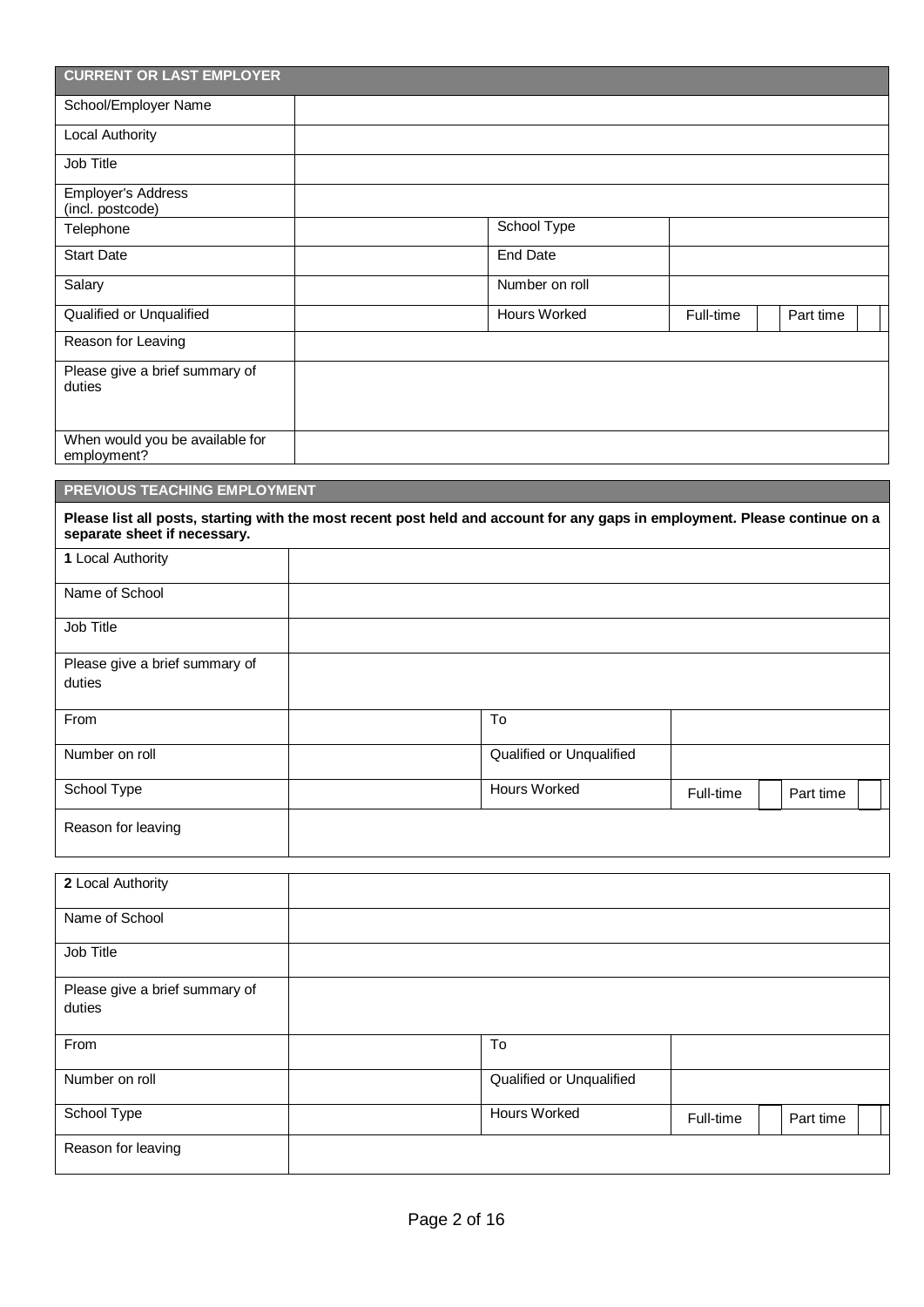## CURRENT OR LAST EMPLOYER

| | | | |
|---|---|---|---|
| School/Employer Name | | | |
| Local Authority | | | |
| Job Title | | | |
| Employer's Address (incl. postcode) | | | |
| Telephone | | School Type | |
| Start Date | | End Date | |
| Salary | | Number on roll | |
| Qualified or Unqualified | | Hours Worked | Full-time ☐ Part time ☐ |
| Reason for Leaving | | | |
| Please give a brief summary of duties | | | |
| When would you be available for employment? | | | |

## PREVIOUS TEACHING EMPLOYMENT

**Please list all posts, starting with the most recent post held and account for any gaps in employment. Please continue on a separate sheet if necessary.**

| | | | |
|---|---|---|---|
| **1** Local Authority | | | |
| Name of School | | | |
| Job Title | | | |
| Please give a brief summary of duties | | | |
| From | | To | |
| Number on roll | | Qualified or Unqualified | |
| School Type | | Hours Worked | Full-time ☐ Part time ☐ |
| Reason for leaving | | | |

| | | | |
|---|---|---|---|
| **2** Local Authority | | | |
| Name of School | | | |
| Job Title | | | |
| Please give a brief summary of duties | | | |
| From | | To | |
| Number on roll | | Qualified or Unqualified | |
| School Type | | Hours Worked | Full-time ☐ Part time ☐ |
| Reason for leaving | | | |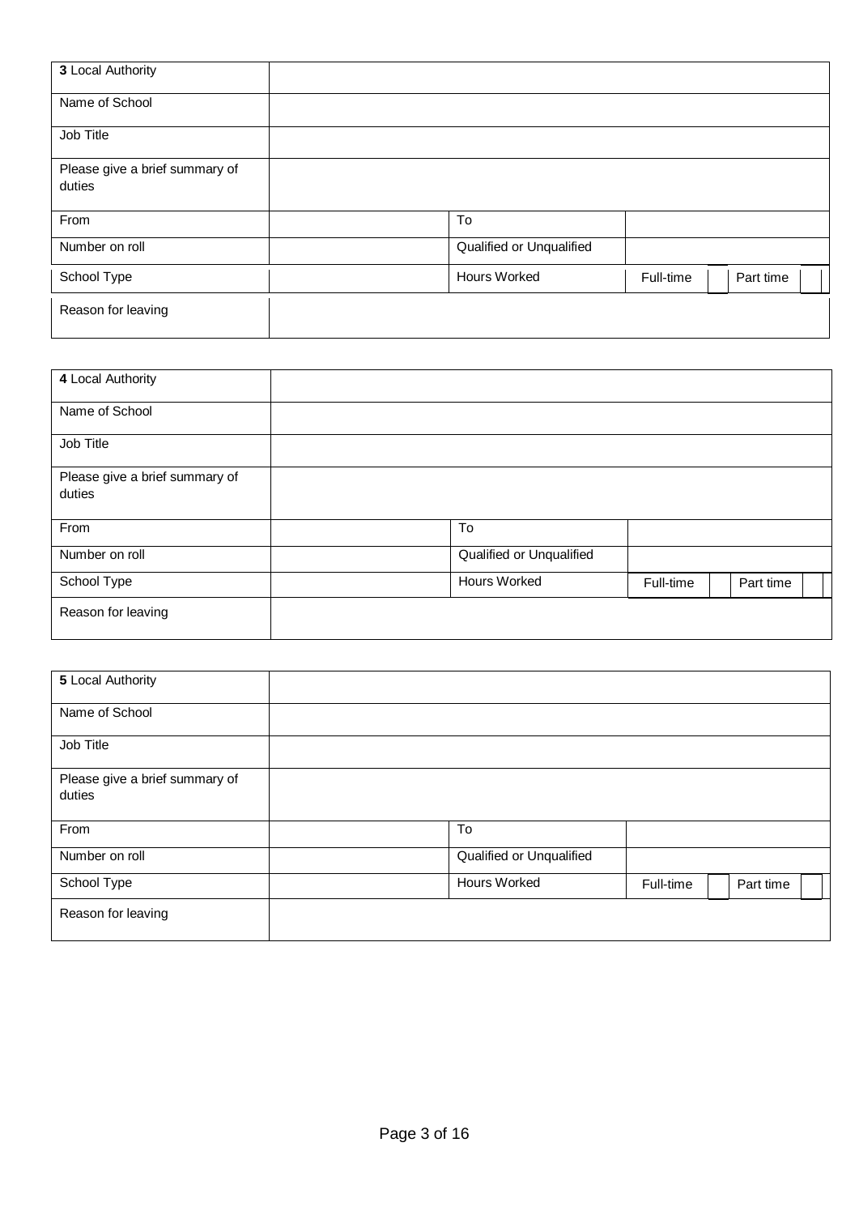| **3** Local Authority | | | | | | |
|---|---|---|---|---|---|---|
| Name of School | | | | | | |
| Job Title | | | | | | |
| Please give a brief summary of duties | | | | | | |
| From | | To | | | | |
| Number on roll | | Qualified or Unqualified | | | | |
| School Type | | Hours Worked | Full-time | | Part time | |
| Reason for leaving | | | | | | |

| **4** Local Authority | | | | | | |
|---|---|---|---|---|---|---|
| Name of School | | | | | | |
| Job Title | | | | | | |
| Please give a brief summary of duties | | | | | | |
| From | | To | | | | |
| Number on roll | | Qualified or Unqualified | | | | |
| School Type | | Hours Worked | Full-time | | Part time | |
| Reason for leaving | | | | | | |

| **5** Local Authority | | | | | | |
|---|---|---|---|---|---|---|
| Name of School | | | | | | |
| Job Title | | | | | | |
| Please give a brief summary of duties | | | | | | |
| From | | To | | | | |
| Number on roll | | Qualified or Unqualified | | | | |
| School Type | | Hours Worked | Full-time | | Part time | |
| Reason for leaving | | | | | | |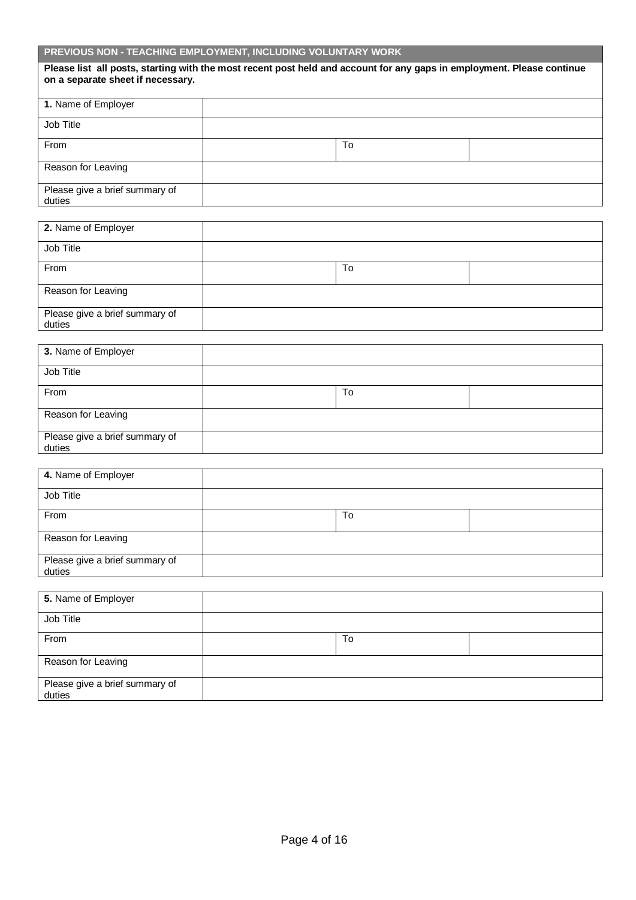## PREVIOUS NON - TEACHING EMPLOYMENT, INCLUDING VOLUNTARY WORK

**Please list all posts, starting with the most recent post held and account for any gaps in employment. Please continue on a separate sheet if necessary.**

| **1.** Name of Employer | | | |
|---|---|---|---|
| Job Title | | | |
| From | | To | |
| Reason for Leaving | | | |
| Please give a brief summary of duties | | | |

| **2.** Name of Employer | | | |
|---|---|---|---|
| Job Title | | | |
| From | | To | |
| Reason for Leaving | | | |
| Please give a brief summary of duties | | | |

| **3.** Name of Employer | | | |
|---|---|---|---|
| Job Title | | | |
| From | | To | |
| Reason for Leaving | | | |
| Please give a brief summary of duties | | | |

| **4.** Name of Employer | | | |
|---|---|---|---|
| Job Title | | | |
| From | | To | |
| Reason for Leaving | | | |
| Please give a brief summary of duties | | | |

| **5.** Name of Employer | | | |
|---|---|---|---|
| Job Title | | | |
| From | | To | |
| Reason for Leaving | | | |
| Please give a brief summary of duties | | | |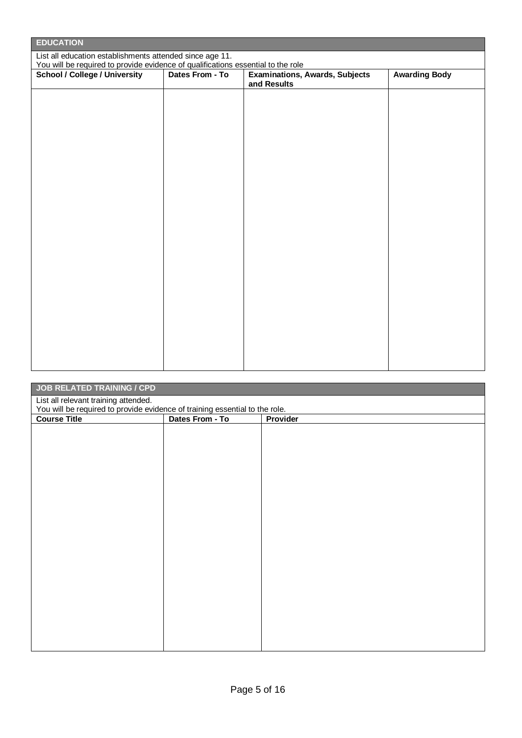## EDUCATION

List all education establishments attended since age 11.
You will be required to provide evidence of qualifications essential to the role

| School / College / University | Dates From - To | Examinations, Awards, Subjects and Results | Awarding Body |
|---|---|---|---|
| | | | |

## JOB RELATED TRAINING / CPD

List all relevant training attended.
You will be required to provide evidence of training essential to the role.

| Course Title | Dates From - To | Provider |
|---|---|---|
| | | |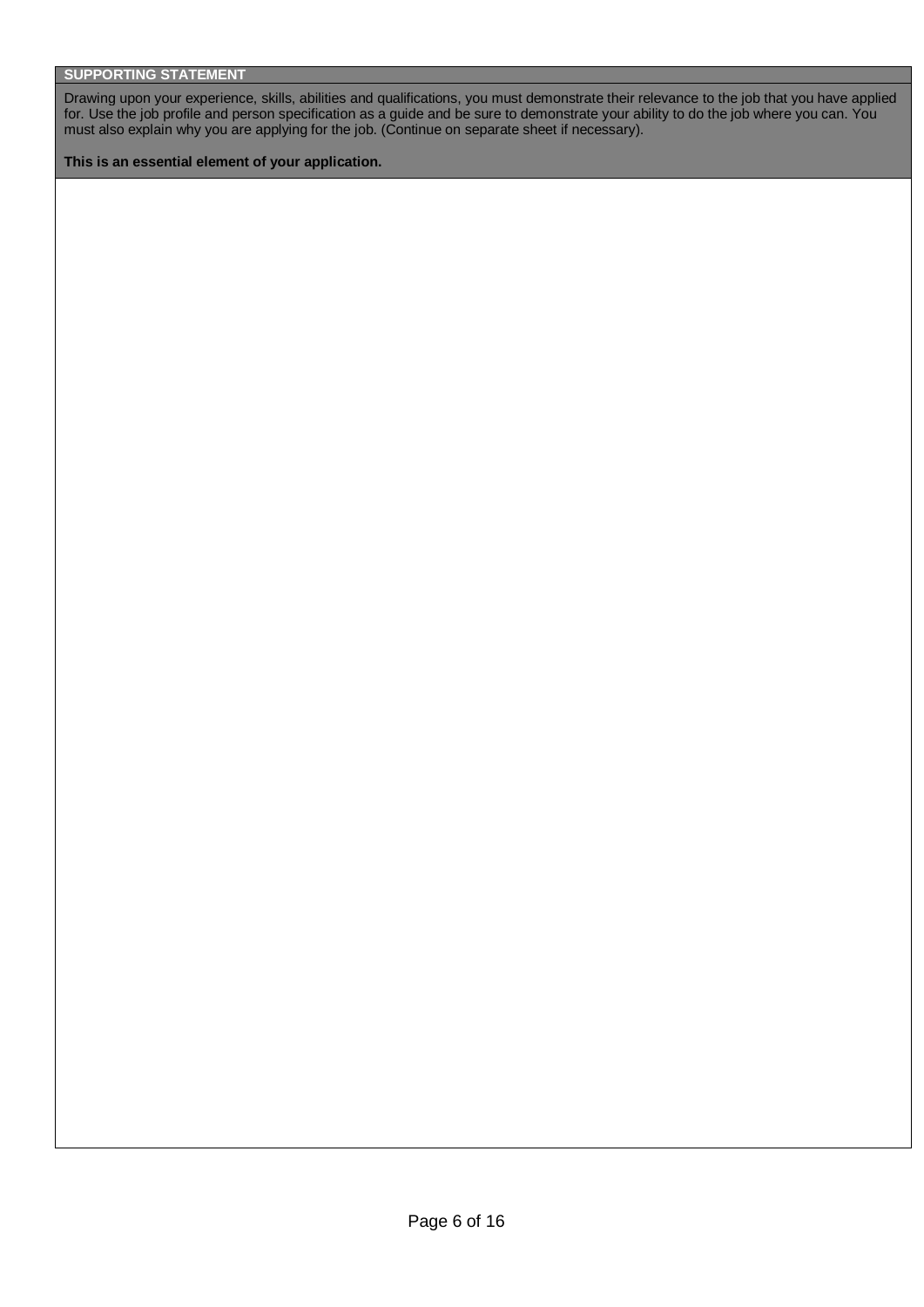## SUPPORTING STATEMENT

Drawing upon your experience, skills, abilities and qualifications, you must demonstrate their relevance to the job that you have applied for. Use the job profile and person specification as a guide and be sure to demonstrate your ability to do the job where you can. You must also explain why you are applying for the job. (Continue on separate sheet if necessary).

**This is an essential element of your application.**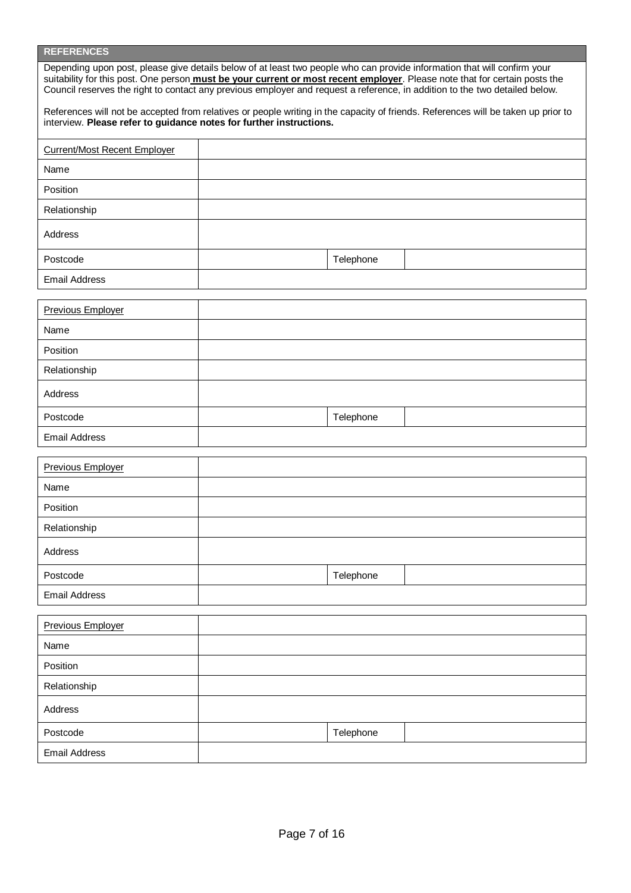## REFERENCES

Depending upon post, please give details below of at least two people who can provide information that will confirm your suitability for this post. One person **must be your current or most recent employer**. Please note that for certain posts the Council reserves the right to contact any previous employer and request a reference, in addition to the two detailed below.

References will not be accepted from relatives or people writing in the capacity of friends. References will be taken up prior to interview. **Please refer to guidance notes for further instructions.**

| Current/Most Recent Employer | | | |
|---|---|---|---|
| Name | | | |
| Position | | | |
| Relationship | | | |
| Address | | | |
| Postcode | | Telephone | |
| Email Address | | | |

| Previous Employer | | | |
|---|---|---|---|
| Name | | | |
| Position | | | |
| Relationship | | | |
| Address | | | |
| Postcode | | Telephone | |
| Email Address | | | |

| Previous Employer | | | |
|---|---|---|---|
| Name | | | |
| Position | | | |
| Relationship | | | |
| Address | | | |
| Postcode | | Telephone | |
| Email Address | | | |

| Previous Employer | | | |
|---|---|---|---|
| Name | | | |
| Position | | | |
| Relationship | | | |
| Address | | | |
| Postcode | | Telephone | |
| Email Address | | | |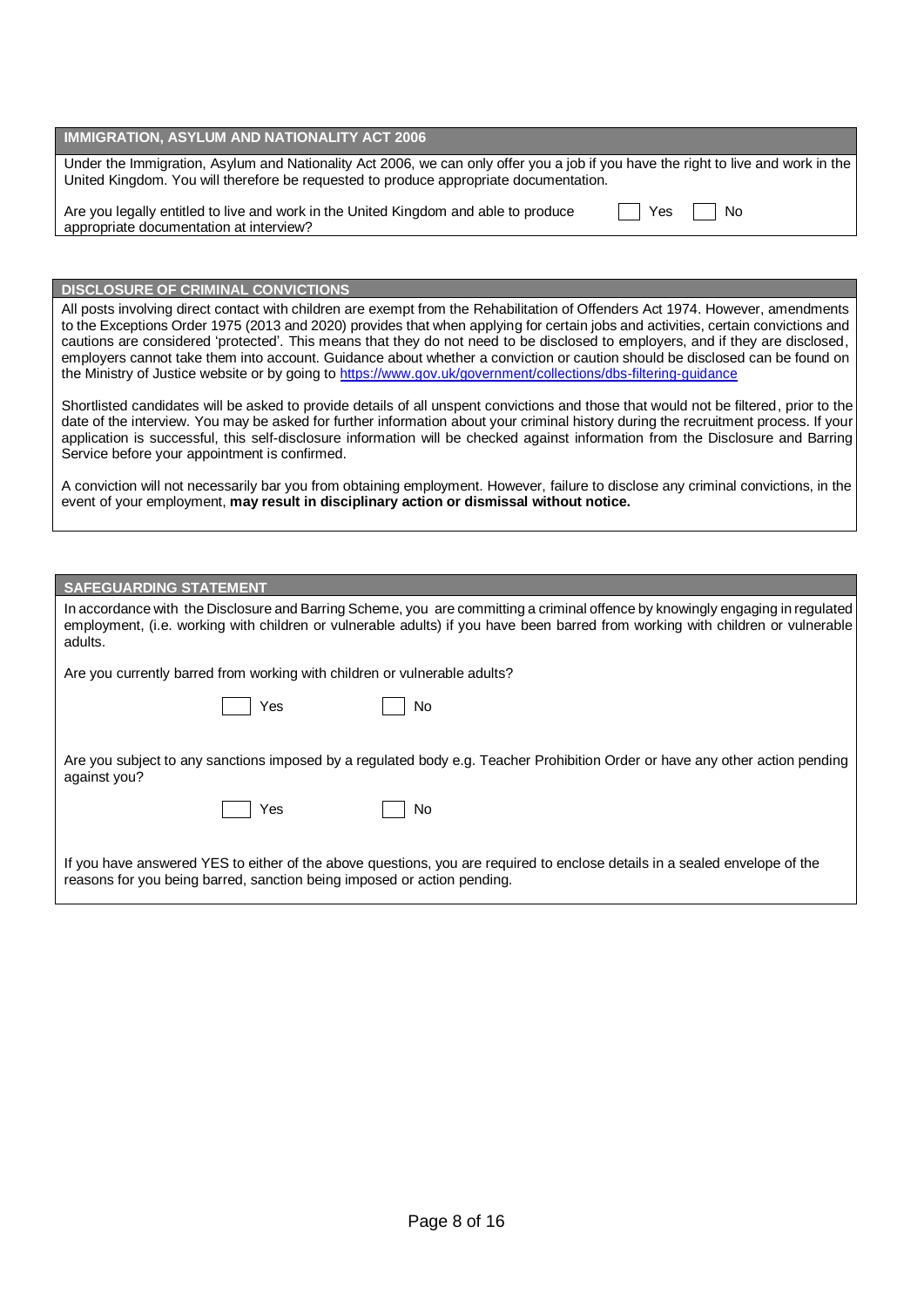## IMMIGRATION, ASYLUM AND NATIONALITY ACT 2006

Under the Immigration, Asylum and Nationality Act 2006, we can only offer you a job if you have the right to live and work in the United Kingdom. You will therefore be requested to produce appropriate documentation.

Are you legally entitled to live and work in the United Kingdom and able to produce appropriate documentation at interview? ☐ Yes ☐ No

## DISCLOSURE OF CRIMINAL CONVICTIONS

All posts involving direct contact with children are exempt from the Rehabilitation of Offenders Act 1974. However, amendments to the Exceptions Order 1975 (2013 and 2020) provides that when applying for certain jobs and activities, certain convictions and cautions are considered 'protected'. This means that they do not need to be disclosed to employers, and if they are disclosed, employers cannot take them into account. Guidance about whether a conviction or caution should be disclosed can be found on the Ministry of Justice website or by going to [https://www.gov.uk/government/collections/dbs-filtering-guidance](https://www.gov.uk/government/collections/dbs-filtering-guidance)

Shortlisted candidates will be asked to provide details of all unspent convictions and those that would not be filtered, prior to the date of the interview. You may be asked for further information about your criminal history during the recruitment process. If your application is successful, this self-disclosure information will be checked against information from the Disclosure and Barring Service before your appointment is confirmed.

A conviction will not necessarily bar you from obtaining employment. However, failure to disclose any criminal convictions, in the event of your employment, **may result in disciplinary action or dismissal without notice.**

## SAFEGUARDING STATEMENT

In accordance with the Disclosure and Barring Scheme, you are committing a criminal offence by knowingly engaging in regulated employment, (i.e. working with children or vulnerable adults) if you have been barred from working with children or vulnerable adults.

Are you currently barred from working with children or vulnerable adults?

☐ Yes ☐ No

Are you subject to any sanctions imposed by a regulated body e.g. Teacher Prohibition Order or have any other action pending against you?

☐ Yes ☐ No

If you have answered YES to either of the above questions, you are required to enclose details in a sealed envelope of the reasons for you being barred, sanction being imposed or action pending.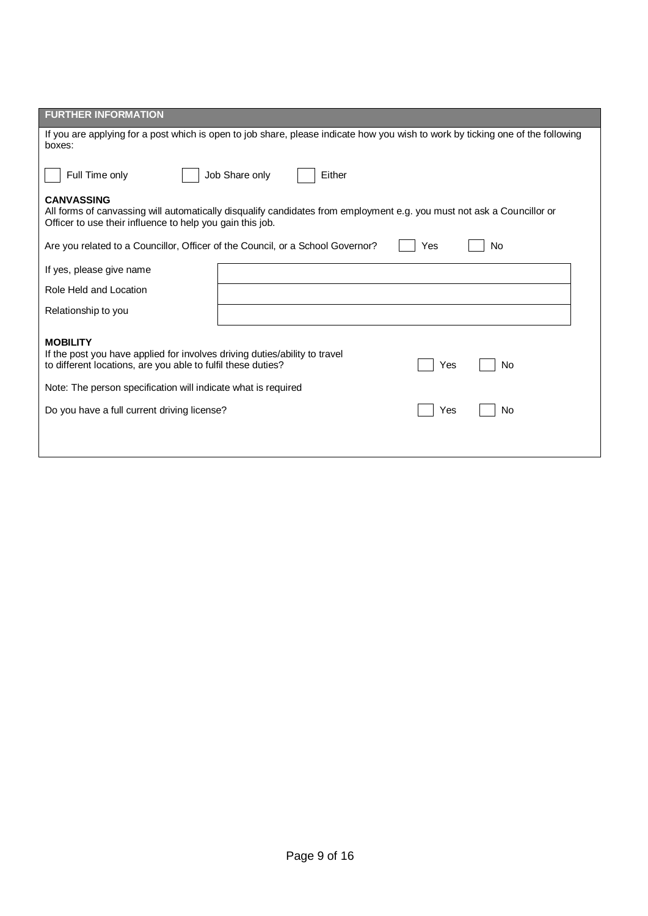## FURTHER INFORMATION

If you are applying for a post which is open to job share, please indicate how you wish to work by ticking one of the following boxes:

☐ Full Time only ☐ Job Share only ☐ Either

**CANVASSING**
All forms of canvassing will automatically disqualify candidates from employment e.g. you must not ask a Councillor or Officer to use their influence to help you gain this job.

Are you related to a Councillor, Officer of the Council, or a School Governor? ☐ Yes ☐ No

| | |
|---|---|
| If yes, please give name | |
| Role Held and Location | |
| Relationship to you | |

**MOBILITY**
If the post you have applied for involves driving duties/ability to travel to different locations, are you able to fulfil these duties? ☐ Yes ☐ No

Note: The person specification will indicate what is required

Do you have a full current driving license? ☐ Yes ☐ No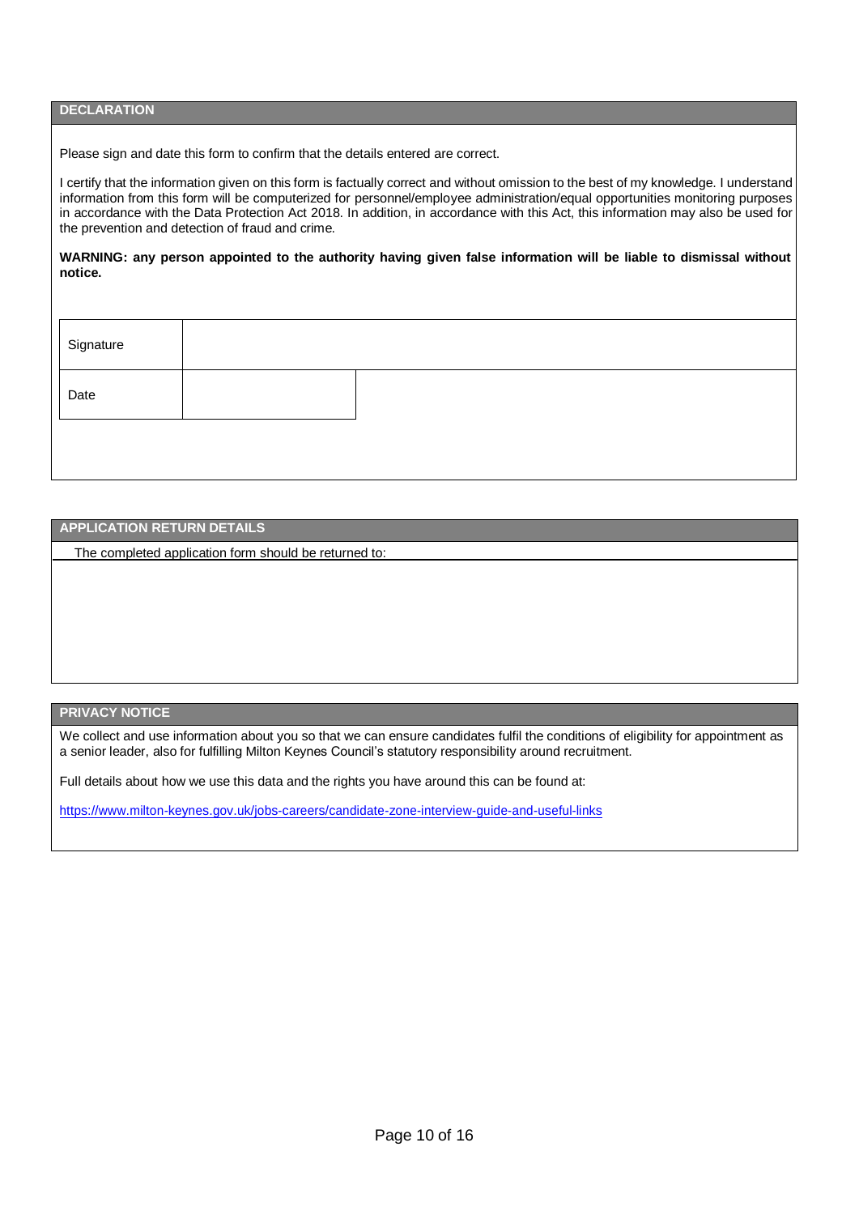## DECLARATION

Please sign and date this form to confirm that the details entered are correct.

I certify that the information given on this form is factually correct and without omission to the best of my knowledge. I understand information from this form will be computerized for personnel/employee administration/equal opportunities monitoring purposes in accordance with the Data Protection Act 2018. In addition, in accordance with this Act, this information may also be used for the prevention and detection of fraud and crime.

**WARNING: any person appointed to the authority having given false information will be liable to dismissal without notice.**

| | |
|---|---|
| Signature | |
| Date | |

## APPLICATION RETURN DETAILS

The completed application form should be returned to:

## PRIVACY NOTICE

We collect and use information about you so that we can ensure candidates fulfil the conditions of eligibility for appointment as a senior leader, also for fulfilling Milton Keynes Council's statutory responsibility around recruitment.

Full details about how we use this data and the rights you have around this can be found at:

https://www.milton-keynes.gov.uk/jobs-careers/candidate-zone-interview-guide-and-useful-links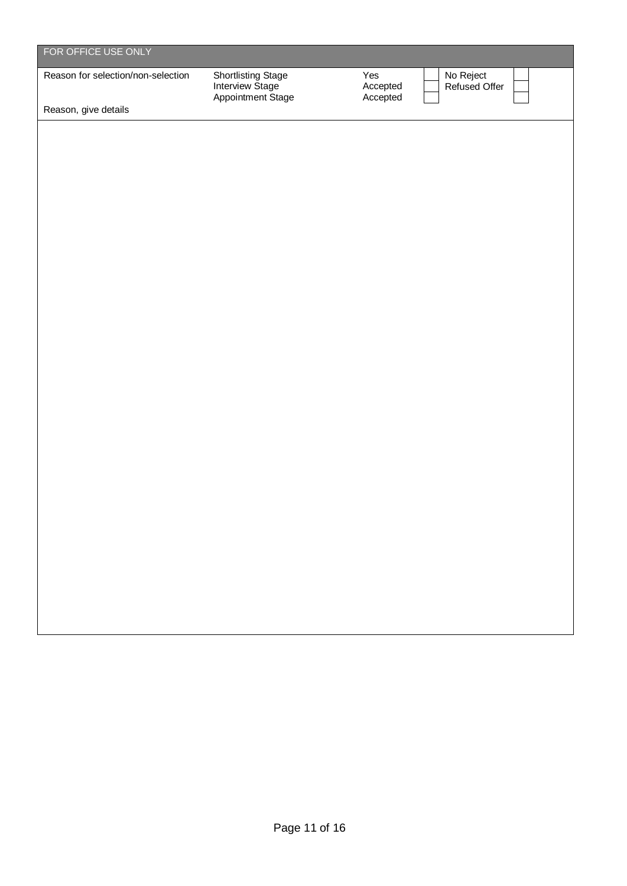## FOR OFFICE USE ONLY

| Reason for selection/non-selection | Shortlisting Stage | Yes | | No Reject | |
|---|---|---|---|---|---|
| | Interview Stage | Accepted | | Refused Offer | |
| | Appointment Stage | Accepted | | | |

Reason, give details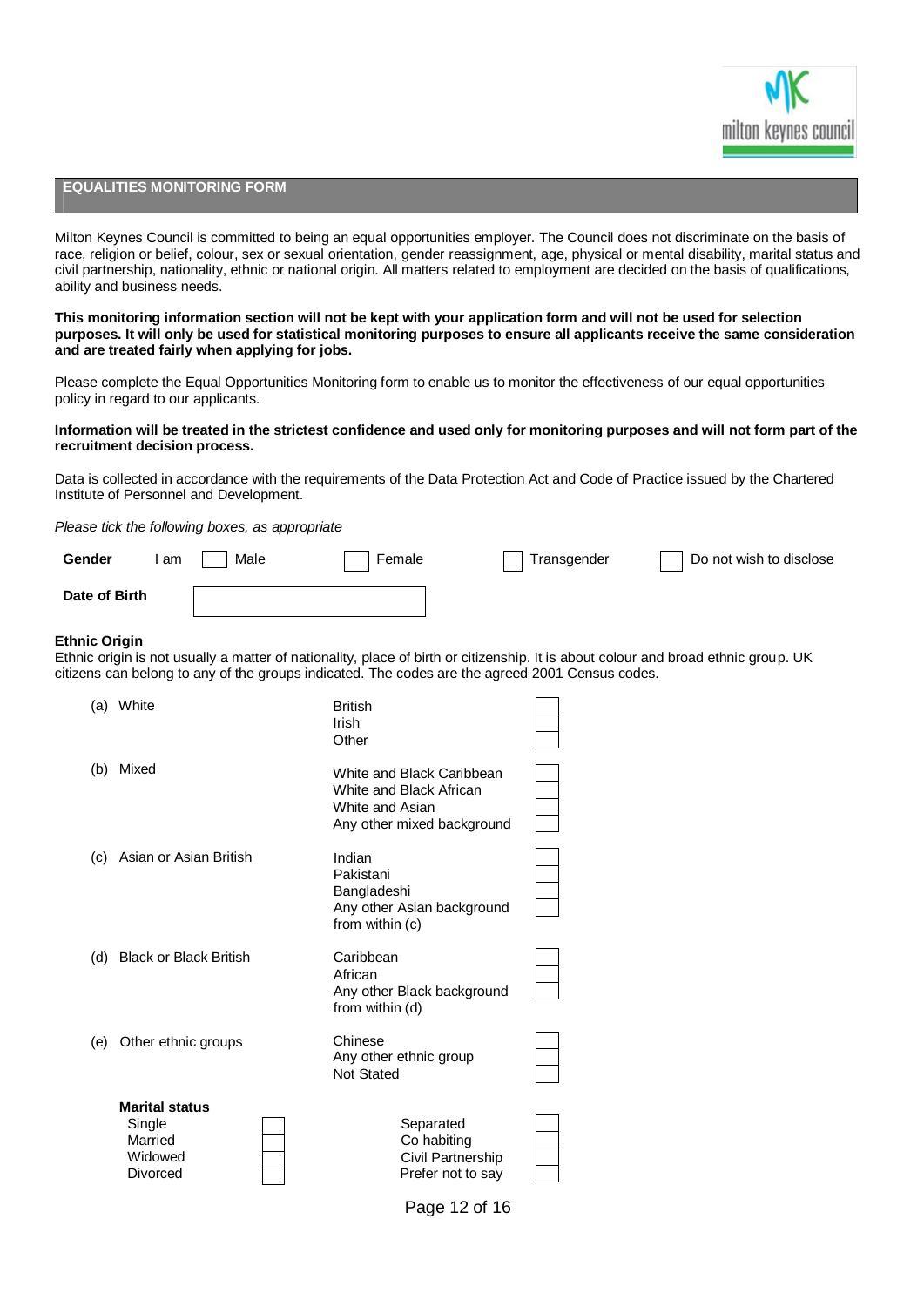## EQUALITIES MONITORING FORM

Milton Keynes Council is committed to being an equal opportunities employer. The Council does not discriminate on the basis of race, religion or belief, colour, sex or sexual orientation, gender reassignment, age, physical or mental disability, marital status and civil partnership, nationality, ethnic or national origin. All matters related to employment are decided on the basis of qualifications, ability and business needs.

**This monitoring information section will not be kept with your application form and will not be used for selection purposes. It will only be used for statistical monitoring purposes to ensure all applicants receive the same consideration and are treated fairly when applying for jobs.**

Please complete the Equal Opportunities Monitoring form to enable us to monitor the effectiveness of our equal opportunities policy in regard to our applicants.

**Information will be treated in the strictest confidence and used only for monitoring purposes and will not form part of the recruitment decision process.**

Data is collected in accordance with the requirements of the Data Protection Act and Code of Practice issued by the Chartered Institute of Personnel and Development.

*Please tick the following boxes, as appropriate*

**Gender** I am ☐ Male ☐ Female ☐ Transgender ☐ Do not wish to disclose

**Date of Birth** ☐

### Ethnic Origin

Ethnic origin is not usually a matter of nationality, place of birth or citizenship. It is about colour and broad ethnic group. UK citizens can belong to any of the groups indicated. The codes are the agreed 2001 Census codes.

| Group | Category | |
|---|---|---|
| (a) White | British | ☐ |
| | Irish | ☐ |
| | Other | ☐ |
| (b) Mixed | White and Black Caribbean | ☐ |
| | White and Black African | ☐ |
| | White and Asian | ☐ |
| | Any other mixed background | ☐ |
| (c) Asian or Asian British | Indian | ☐ |
| | Pakistani | ☐ |
| | Bangladeshi | ☐ |
| | Any other Asian background from within (c) | ☐ |
| (d) Black or Black British | Caribbean | ☐ |
| | African | ☐ |
| | Any other Black background from within (d) | ☐ |
| (e) Other ethnic groups | Chinese | ☐ |
| | Any other ethnic group | ☐ |
| | Not Stated | ☐ |

**Marital status**

| | | | |
|---|---|---|---|
| Single | ☐ | Separated | ☐ |
| Married | ☐ | Co habiting | ☐ |
| Widowed | ☐ | Civil Partnership | ☐ |
| Divorced | ☐ | Prefer not to say | ☐ |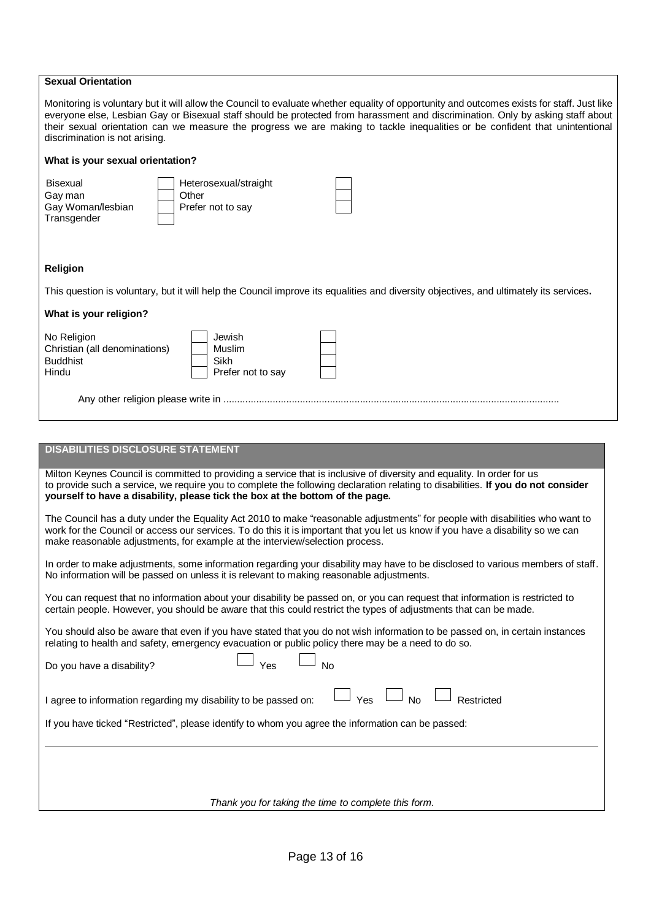## Sexual Orientation

Monitoring is voluntary but it will allow the Council to evaluate whether equality of opportunity and outcomes exists for staff. Just like everyone else, Lesbian Gay or Bisexual staff should be protected from harassment and discrimination. Only by asking staff about their sexual orientation can we measure the progress we are making to tackle inequalities or be confident that unintentional discrimination is not arising.

**What is your sexual orientation?**

| | | | |
|---|---|---|---|
| Bisexual | ☐ | Heterosexual/straight | ☐ |
| Gay man | ☐ | Other | ☐ |
| Gay Woman/lesbian | ☐ | Prefer not to say | ☐ |
| Transgender | ☐ | | |

## Religion

This question is voluntary, but it will help the Council improve its equalities and diversity objectives, and ultimately its services**.**

**What is your religion?**

| | | | |
|---|---|---|---|
| No Religion | ☐ | Jewish | ☐ |
| Christian (all denominations) | ☐ | Muslim | ☐ |
| Buddhist | ☐ | Sikh | ☐ |
| Hindu | ☐ | Prefer not to say | ☐ |

Any other religion please write in ..........................................................................................................................

## DISABILITIES DISCLOSURE STATEMENT

Milton Keynes Council is committed to providing a service that is inclusive of diversity and equality. In order for us to provide such a service, we require you to complete the following declaration relating to disabilities. **If you do not consider yourself to have a disability, please tick the box at the bottom of the page.**

The Council has a duty under the Equality Act 2010 to make "reasonable adjustments" for people with disabilities who want to work for the Council or access our services. To do this it is important that you let us know if you have a disability so we can make reasonable adjustments, for example at the interview/selection process.

In order to make adjustments, some information regarding your disability may have to be disclosed to various members of staff. No information will be passed on unless it is relevant to making reasonable adjustments.

You can request that no information about your disability be passed on, or you can request that information is restricted to certain people. However, you should be aware that this could restrict the types of adjustments that can be made.

You should also be aware that even if you have stated that you do not wish information to be passed on, in certain instances relating to health and safety, emergency evacuation or public policy there may be a need to do so.

Do you have a disability? ☐ Yes ☐ No

I agree to information regarding my disability to be passed on: ☐ Yes ☐ No ☐ Restricted

If you have ticked "Restricted", please identify to whom you agree the information can be passed:

_______________________________________________________________________________

*Thank you for taking the time to complete this form.*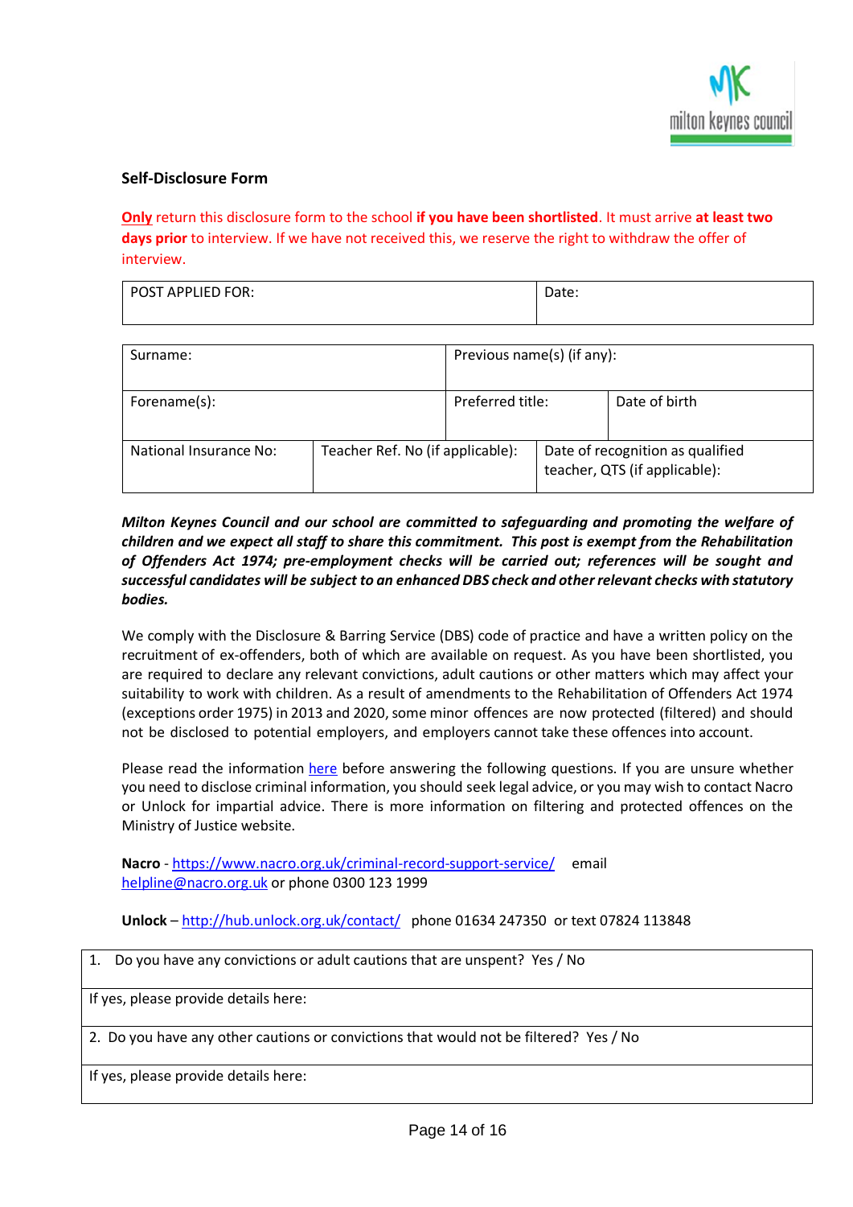## Self-Disclosure Form

**Only** return this disclosure form to the school **if you have been shortlisted**. It must arrive **at least two days prior** to interview. If we have not received this, we reserve the right to withdraw the offer of interview.

| POST APPLIED FOR: | Date: |
|---|---|

| Surname: | | Previous name(s) (if any): | |
|---|---|---|---|
| Forename(s): | | Preferred title: | Date of birth |
| National Insurance No: | Teacher Ref. No (if applicable): | Date of recognition as qualified teacher, QTS (if applicable): | |

***Milton Keynes Council and our school are committed to safeguarding and promoting the welfare of children and we expect all staff to share this commitment. This post is exempt from the Rehabilitation of Offenders Act 1974; pre-employment checks will be carried out; references will be sought and successful candidates will be subject to an enhanced DBS check and other relevant checks with statutory bodies.***

We comply with the Disclosure & Barring Service (DBS) code of practice and have a written policy on the recruitment of ex-offenders, both of which are available on request. As you have been shortlisted, you are required to declare any relevant convictions, adult cautions or other matters which may affect your suitability to work with children. As a result of amendments to the Rehabilitation of Offenders Act 1974 (exceptions order 1975) in 2013 and 2020, some minor offences are now protected (filtered) and should not be disclosed to potential employers, and employers cannot take these offences into account.

Please read the information here before answering the following questions. If you are unsure whether you need to disclose criminal information, you should seek legal advice, or you may wish to contact Nacro or Unlock for impartial advice. There is more information on filtering and protected offences on the Ministry of Justice website.

**Nacro** - https://www.nacro.org.uk/criminal-record-support-service/ email helpline@nacro.org.uk or phone 0300 123 1999

**Unlock** – http://hub.unlock.org.uk/contact/ phone 01634 247350 or text 07824 113848

| 1. Do you have any convictions or adult cautions that are unspent? Yes / No |
|---|
| If yes, please provide details here: |
| 2. Do you have any other cautions or convictions that would not be filtered? Yes / No |
| If yes, please provide details here: |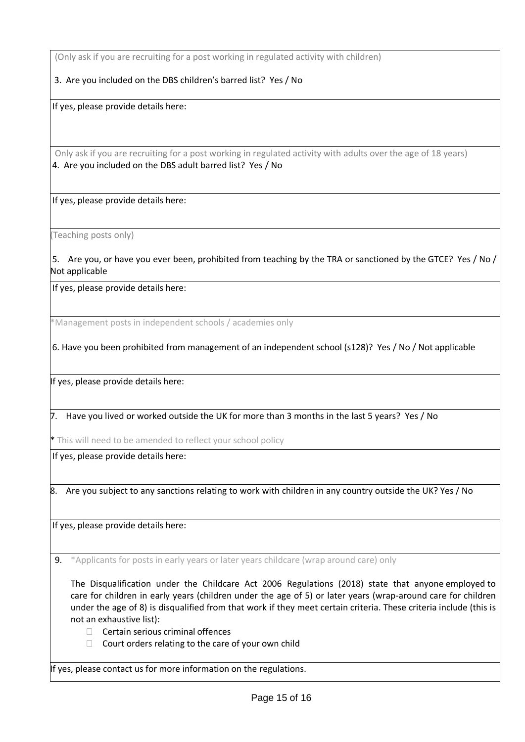(Only ask if you are recruiting for a post working in regulated activity with children)

3. Are you included on the DBS children's barred list? Yes / No

If yes, please provide details here:

Only ask if you are recruiting for a post working in regulated activity with adults over the age of 18 years)

4. Are you included on the DBS adult barred list? Yes / No

If yes, please provide details here:

(Teaching posts only)

5. Are you, or have you ever been, prohibited from teaching by the TRA or sanctioned by the GTCE? Yes / No / Not applicable

If yes, please provide details here:

*Management posts in independent schools / academies only

6. Have you been prohibited from management of an independent school (s128)? Yes / No / Not applicable

If yes, please provide details here:

7. Have you lived or worked outside the UK for more than 3 months in the last 5 years? Yes / No

* This will need to be amended to reflect your school policy

If yes, please provide details here:

8. Are you subject to any sanctions relating to work with children in any country outside the UK? Yes / No

If yes, please provide details here:

9. *Applicants for posts in early years or later years childcare (wrap around care) only

The Disqualification under the Childcare Act 2006 Regulations (2018) state that anyone employed to care for children in early years (children under the age of 5) or later years (wrap-around care for children under the age of 8) is disqualified from that work if they meet certain criteria. These criteria include (this is not an exhaustive list):

- Certain serious criminal offences
- Court orders relating to the care of your own child

If yes, please contact us for more information on the regulations.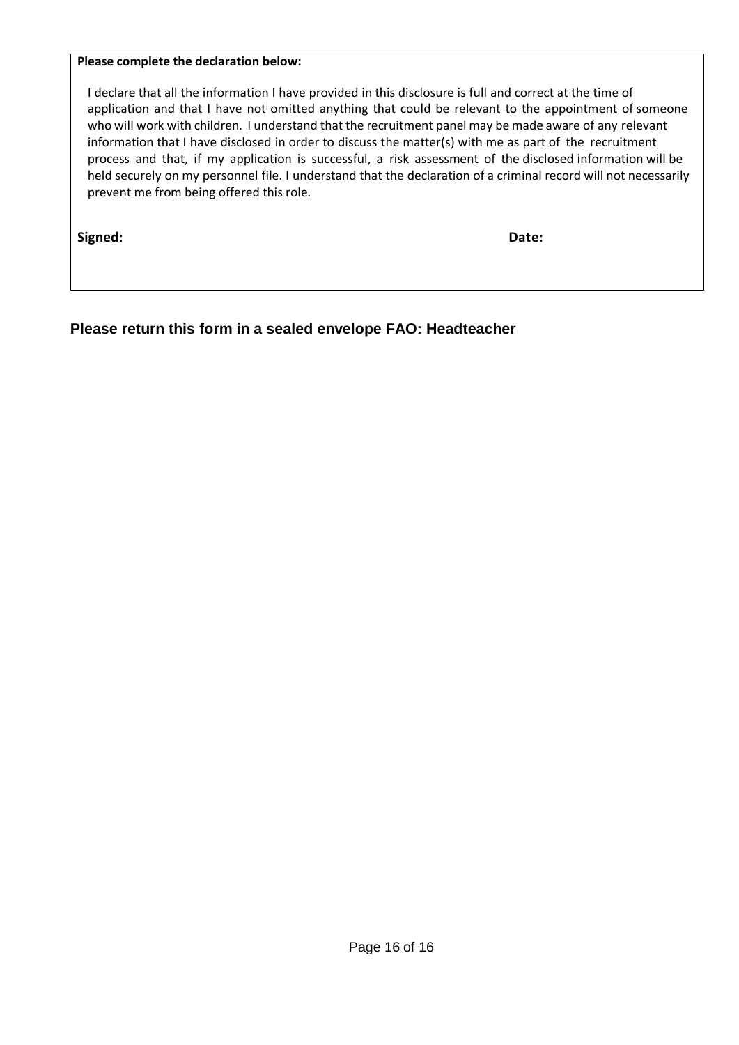**Please complete the declaration below:**

I declare that all the information I have provided in this disclosure is full and correct at the time of application and that I have not omitted anything that could be relevant to the appointment of someone who will work with children. I understand that the recruitment panel may be made aware of any relevant information that I have disclosed in order to discuss the matter(s) with me as part of the recruitment process and that, if my application is successful, a risk assessment of the disclosed information will be held securely on my personnel file. I understand that the declaration of a criminal record will not necessarily prevent me from being offered this role.

**Signed:** **Date:**

**Please return this form in a sealed envelope FAO: Headteacher**